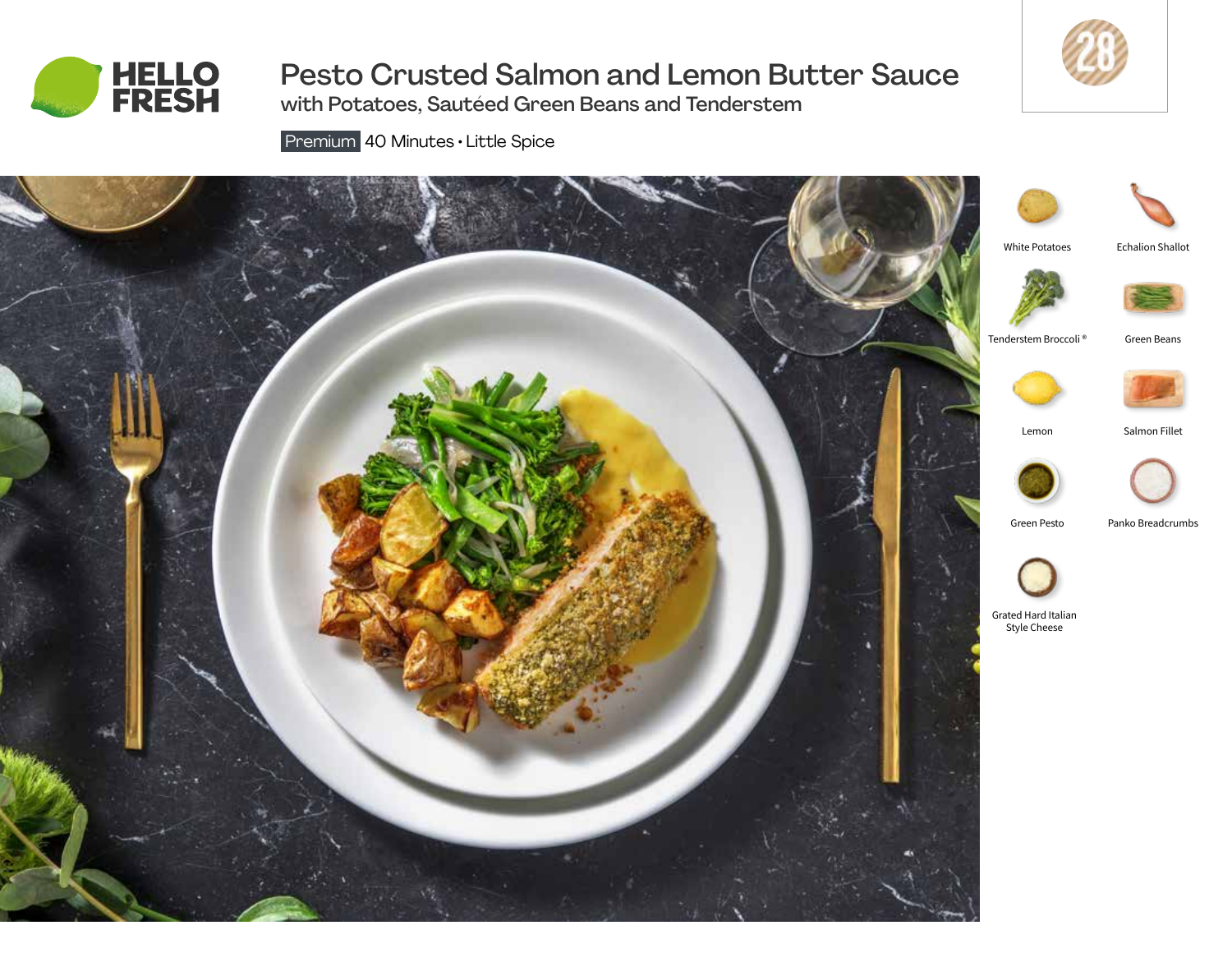HELLO FRESH

# Pesto Crusted Salmon and Lemon Butter Sauce

## with Potatoes, Sautéed Green Beans and Tenderstem

Premium 40 Minutes • Little Spice

28

- White Potatoes
- Echalion Shallot
- Tenderstem Broccoli ®
- Green Beans
- Lemon
- Salmon Fillet
- Green Pesto
- Panko Breadcrumbs
- Grated Hard Italian Style Cheese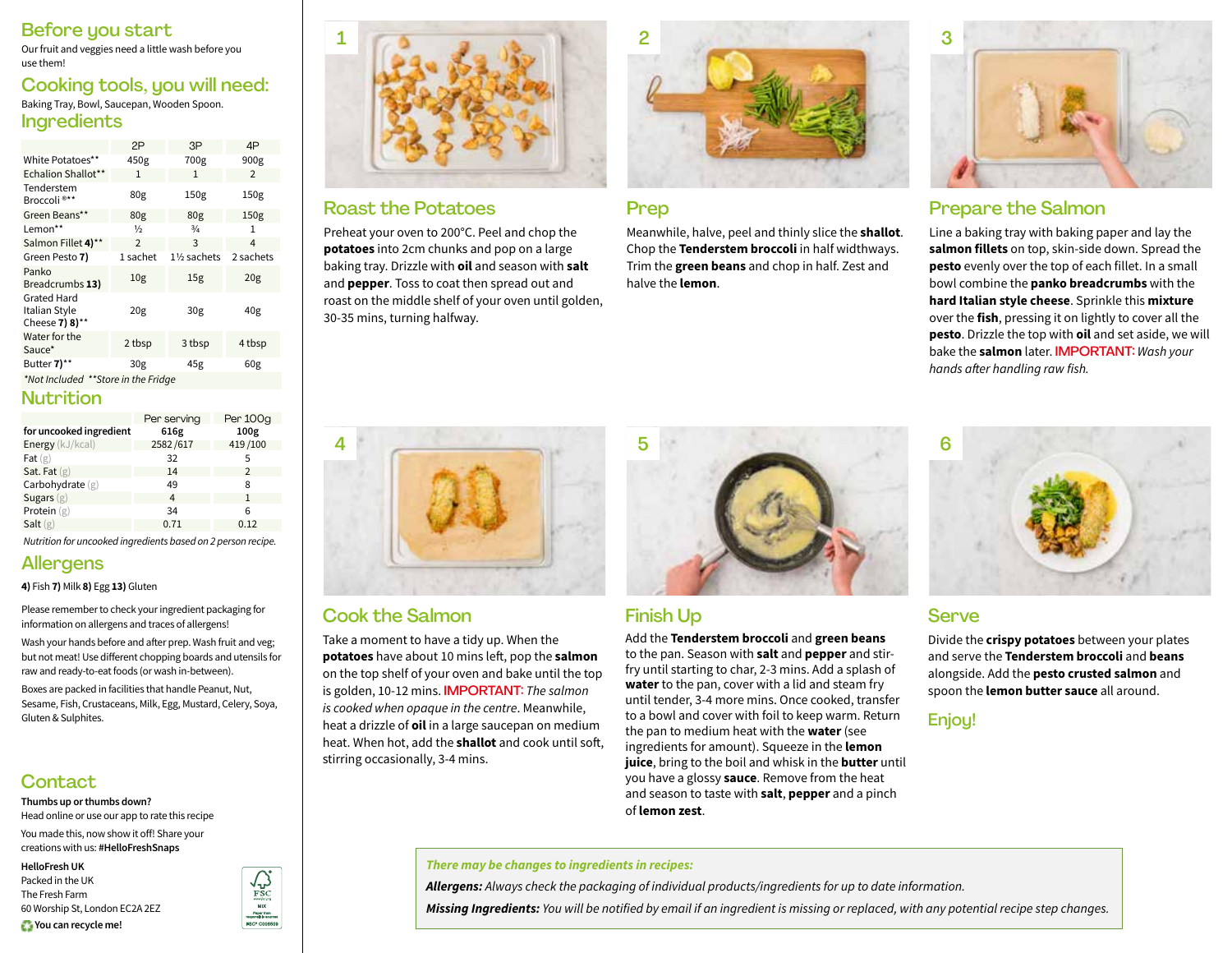## Before you start

Our fruit and veggies need a little wash before you use them!

## Cooking tools, you will need:

Baking Tray, Bowl, Saucepan, Wooden Spoon.

## Ingredients

| | 2P | 3P | 4P |
|---|---|---|---|
| White Potatoes** | 450g | 700g | 900g |
| Echalion Shallot** | 1 | 1 | 2 |
| Tenderstem Broccoli ®** | 80g | 150g | 150g |
| Green Beans** | 80g | 80g | 150g |
| Lemon** | ½ | ¾ | 1 |
| Salmon Fillet **4)**** | 2 | 3 | 4 |
| Green Pesto **7)** | 1 sachet | 1½ sachets | 2 sachets |
| Panko Breadcrumbs **13)** | 10g | 15g | 20g |
| Grated Hard Italian Style Cheese **7) 8)**** | 20g | 30g | 40g |
| Water for the Sauce* | 2 tbsp | 3 tbsp | 4 tbsp |
| Butter **7)**** | 30g | 45g | 60g |

*\*Not Included \*\*Store in the Fridge*

## Nutrition

| | Per serving | Per 100g |
|---|---|---|
| **for uncooked ingredient** | **616g** | **100g** |
| Energy (kJ/kcal) | 2582 /617 | 419 /100 |
| Fat (g) | 32 | 5 |
| Sat. Fat (g) | 14 | 2 |
| Carbohydrate (g) | 49 | 8 |
| Sugars (g) | 4 | 1 |
| Protein (g) | 34 | 6 |
| Salt (g) | 0.71 | 0.12 |

*Nutrition for uncooked ingredients based on 2 person recipe.*

## Allergens

**4)** Fish **7)** Milk **8)** Egg **13)** Gluten

Please remember to check your ingredient packaging for information on allergens and traces of allergens!

Wash your hands before and after prep. Wash fruit and veg; but not meat! Use different chopping boards and utensils for raw and ready-to-eat foods (or wash in-between).

Boxes are packed in facilities that handle Peanut, Nut, Sesame, Fish, Crustaceans, Milk, Egg, Mustard, Celery, Soya, Gluten & Sulphites.

## Contact

**Thumbs up or thumbs down?**
Head online or use our app to rate this recipe

You made this, now show it off! Share your creations with us: **#HelloFreshSnaps**

**HelloFresh UK**
Packed in the UK
The Fresh Farm
60 Worship St, London EC2A 2EZ

**You can recycle me!**

## 1 Roast the Potatoes

Preheat your oven to 200°C. Peel and chop the **potatoes** into 2cm chunks and pop on a large baking tray. Drizzle with **oil** and season with **salt** and **pepper**. Toss to coat then spread out and roast on the middle shelf of your oven until golden, 30-35 mins, turning halfway.

## 2 Prep

Meanwhile, halve, peel and thinly slice the **shallot**. Chop the **Tenderstem broccoli** in half widthways. Trim the **green beans** and chop in half. Zest and halve the **lemon**.

## 3 Prepare the Salmon

Line a baking tray with baking paper and lay the **salmon fillets** on top, skin-side down. Spread the **pesto** evenly over the top of each fillet. In a small bowl combine the **panko breadcrumbs** with the **hard Italian style cheese**. Sprinkle this **mixture** over the **fish**, pressing it on lightly to cover all the **pesto**. Drizzle the top with **oil** and set aside, we will bake the **salmon** later. IMPORTANT: *Wash your hands after handling raw fish.*

## 4 Cook the Salmon

Take a moment to have a tidy up. When the **potatoes** have about 10 mins left, pop the **salmon** on the top shelf of your oven and bake until the top is golden, 10-12 mins. IMPORTANT: *The salmon is cooked when opaque in the centre*. Meanwhile, heat a drizzle of **oil** in a large saucepan on medium heat. When hot, add the **shallot** and cook until soft, stirring occasionally, 3-4 mins.

## 5 Finish Up

Add the **Tenderstem broccoli** and **green beans** to the pan. Season with **salt** and **pepper** and stir-fry until starting to char, 2-3 mins. Add a splash of **water** to the pan, cover with a lid and steam fry until tender, 3-4 more mins. Once cooked, transfer to a bowl and cover with foil to keep warm. Return the pan to medium heat with the **water** (see ingredients for amount). Squeeze in the **lemon juice**, bring to the boil and whisk in the **butter** until you have a glossy **sauce**. Remove from the heat and season to taste with **salt**, **pepper** and a pinch of **lemon zest**.

## 6 Serve

Divide the **crispy potatoes** between your plates and serve the **Tenderstem broccoli** and **beans** alongside. Add the **pesto crusted salmon** and spoon the **lemon butter sauce** all around.

## Enjoy!

***There may be changes to ingredients in recipes:***

***Allergens:*** *Always check the packaging of individual products/ingredients for up to date information.*

***Missing Ingredients:*** *You will be notified by email if an ingredient is missing or replaced, with any potential recipe step changes.*